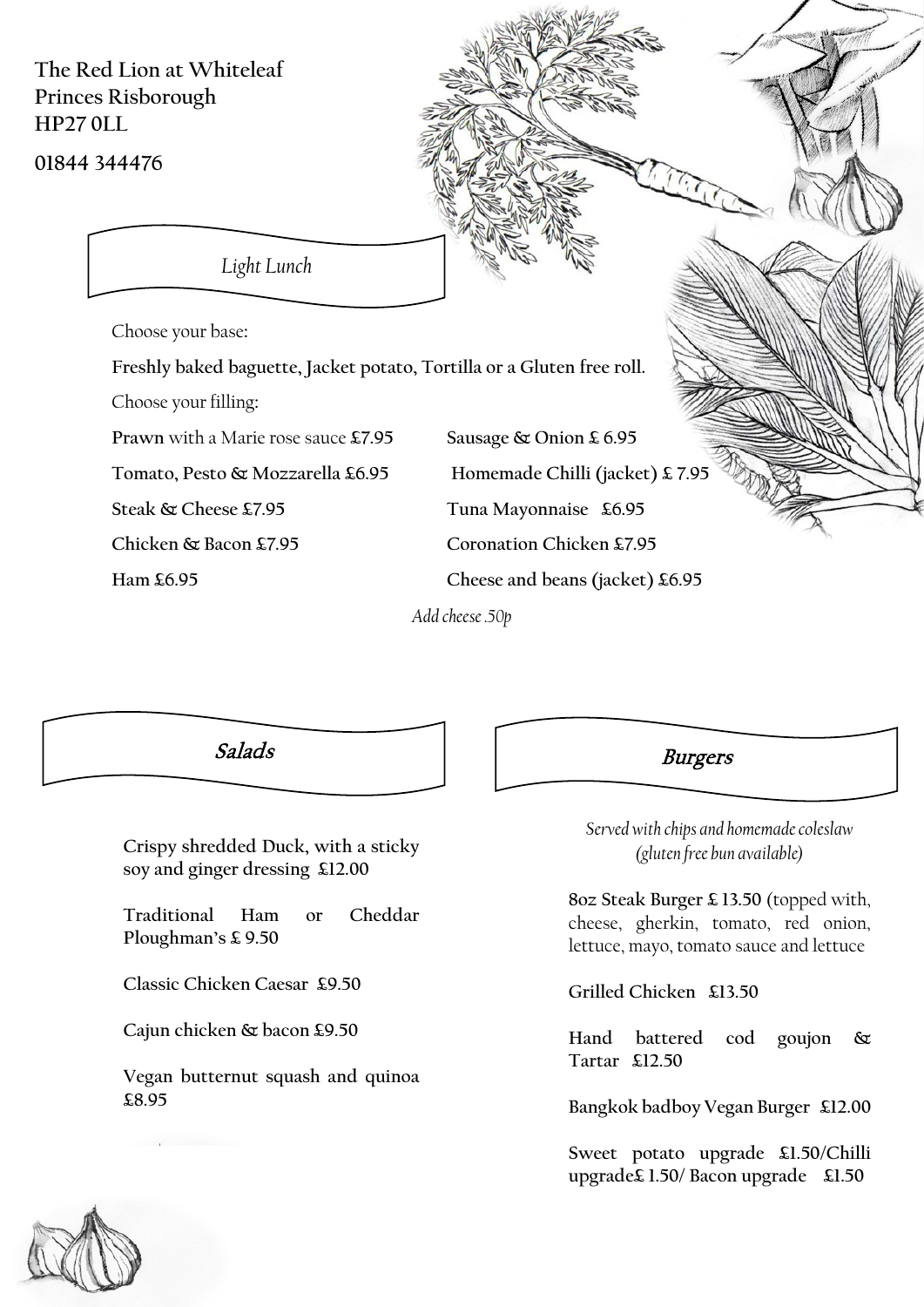The Red Lion at Whiteleaf
Princes Risborough
HP27 0LL

01844 344476

## *Light Lunch*

Choose your base:

**Freshly baked baguette, Jacket potato, Tortilla or a Gluten free roll.**

Choose your filling:

**Prawn** with a Marie rose sauce **£7.95**

**Tomato, Pesto & Mozzarella £6.95**

**Steak & Cheese £7.95**

**Chicken & Bacon £7.95**

**Ham £6.95**

**Sausage & Onion £ 6.95**

**Homemade Chilli (jacket) £ 7.95**

**Tuna Mayonnaise £6.95**

**Coronation Chicken £7.95**

**Cheese and beans (jacket) £6.95**

*Add cheese .50p*

## *Salads*

**Crispy shredded Duck, with a sticky soy and ginger dressing £12.00**

**Traditional Ham or Cheddar Ploughman's £ 9.50**

**Classic Chicken Caesar £9.50**

**Cajun chicken & bacon £9.50**

**Vegan butternut squash and quinoa £8.95**

## *Burgers*

*Served with chips and homemade coleslaw (gluten free bun available)*

**8oz Steak Burger £ 13.50** (topped with, cheese, gherkin, tomato, red onion, lettuce, mayo, tomato sauce and lettuce

**Grilled Chicken £13.50**

**Hand battered cod goujon & Tartar £12.50**

**Bangkok badboy Vegan Burger £12.00**

**Sweet potato upgrade £1.50/Chilli upgrade£ 1.50/ Bacon upgrade £1.50**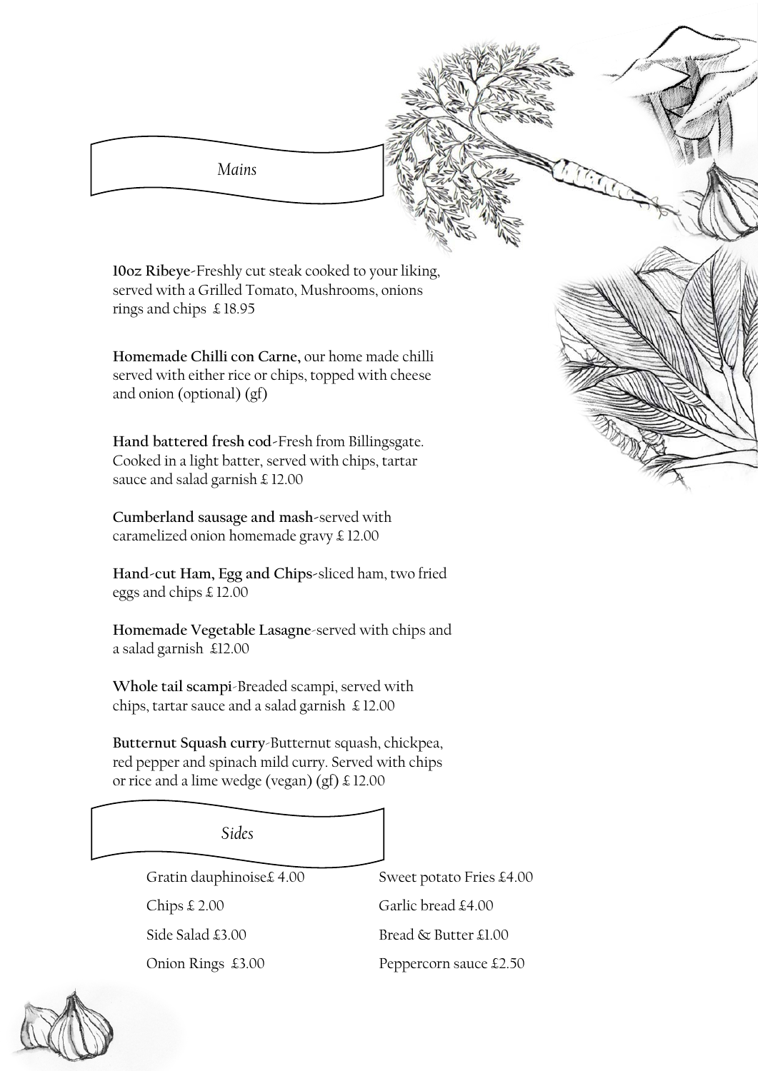## *Mains*

**10oz Ribeye**-Freshly cut steak cooked to your liking, served with a Grilled Tomato, Mushrooms, onions rings and chips £18.95

**Homemade Chilli con Carne,** our home made chilli served with either rice or chips, topped with cheese and onion (optional) (gf)

**Hand battered fresh cod**-Fresh from Billingsgate. Cooked in a light batter, served with chips, tartar sauce and salad garnish £12.00

**Cumberland sausage and mash**-served with caramelized onion homemade gravy £12.00

**Hand-cut Ham, Egg and Chips**-sliced ham, two fried eggs and chips £12.00

**Homemade Vegetable Lasagne**-served with chips and a salad garnish £12.00

**Whole tail scampi**-Breaded scampi, served with chips, tartar sauce and a salad garnish £12.00

**Butternut Squash curry**-Butternut squash, chickpea, red pepper and spinach mild curry. Served with chips or rice and a lime wedge (vegan) (gf) £12.00

## *Sides*

Gratin dauphinoise£ 4.00

Chips £ 2.00

Side Salad £3.00

Onion Rings £3.00

Sweet potato Fries £4.00

Garlic bread £4.00

Bread & Butter £1.00

Peppercorn sauce £2.50